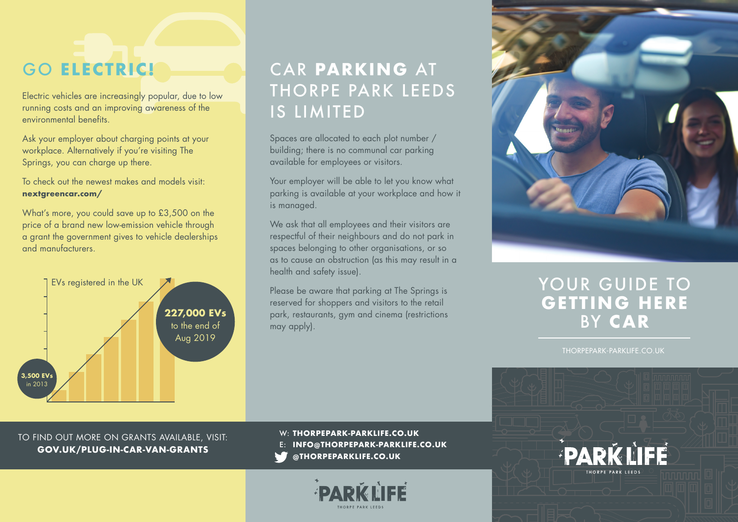# GO **ELECTRIC!**

Electric vehicles are increasingly popular, due to low running costs and an improving awareness of the environmental benefits.

Ask your employer about charging points at your workplace. Alternatively if you're visiting The Springs, you can charge up there.

To check out the newest makes and models visit: **nextgreencar.com/**

What's more, you could save up to £3,500 on the price of a brand new low-emission vehicle through a grant the government gives to vehicle dealerships and manufacturers.

EVs registered in the UK

**3,500 EVs** in 2013

**227,000 EVs** to the end of Aug 2019

TO FIND OUT MORE ON GRANTS AVAILABLE, VISIT:
**GOV.UK/PLUG-IN-CAR-VAN-GRANTS**

# CAR **PARKING** AT THORPE PARK LEEDS IS LIMITED

Spaces are allocated to each plot number / building; there is no communal car parking available for employees or visitors.

Your employer will be able to let you know what parking is available at your workplace and how it is managed.

We ask that all employees and their visitors are respectful of their neighbours and do not park in spaces belonging to other organisations, or so as to cause an obstruction (as this may result in a health and safety issue).

Please be aware that parking at The Springs is reserved for shoppers and visitors to the retail park, restaurants, gym and cinema (restrictions may apply).

W: **THORPEPARK-PARKLIFE.CO.UK**
E: **INFO@THORPEPARK-PARKLIFE.CO.UK**
**@THORPEPARKLIFE.CO.UK**

PARK LIFE
THORPE PARK LEEDS

# YOUR GUIDE TO **GETTING HERE** BY **CAR**

THORPEPARK-PARKLIFE.CO.UK

PARK LIFE
THORPE PARK LEEDS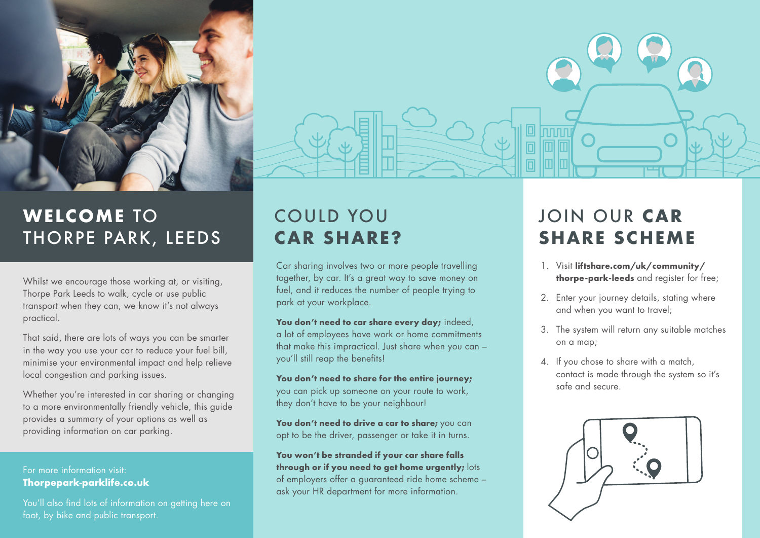## **WELCOME** TO THORPE PARK, LEEDS

Whilst we encourage those working at, or visiting, Thorpe Park Leeds to walk, cycle or use public transport when they can, we know it's not always practical.

That said, there are lots of ways you can be smarter in the way you use your car to reduce your fuel bill, minimise your environmental impact and help relieve local congestion and parking issues.

Whether you're interested in car sharing or changing to a more environmentally friendly vehicle, this guide provides a summary of your options as well as providing information on car parking.

For more information visit:
**Thorpepark-parklife.co.uk**

You'll also find lots of information on getting here on foot, by bike and public transport.

## COULD YOU **CAR SHARE?**

Car sharing involves two or more people travelling together, by car. It's a great way to save money on fuel, and it reduces the number of people trying to park at your workplace.

**You don't need to car share every day;** indeed, a lot of employees have work or home commitments that make this impractical. Just share when you can – you'll still reap the benefits!

**You don't need to share for the entire journey;** you can pick up someone on your route to work, they don't have to be your neighbour!

**You don't need to drive a car to share;** you can opt to be the driver, passenger or take it in turns.

**You won't be stranded if your car share falls through or if you need to get home urgently;** lots of employers offer a guaranteed ride home scheme – ask your HR department for more information.

## JOIN OUR **CAR SHARE SCHEME**

1. Visit **liftshare.com/uk/community/thorpe-park-leeds** and register for free;
2. Enter your journey details, stating where and when you want to travel;
3. The system will return any suitable matches on a map;
4. If you chose to share with a match, contact is made through the system so it's safe and secure.